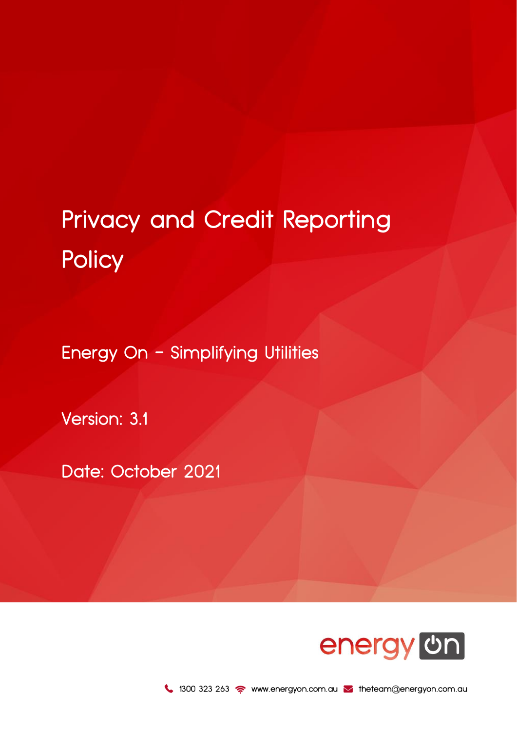# Privacy and Credit Reporting Policy

Energy On – Simplifying Utilities

Version: 3.1

Date: October 2021

1300 323 263 www.energyon.com.au theteam@energyon.com.au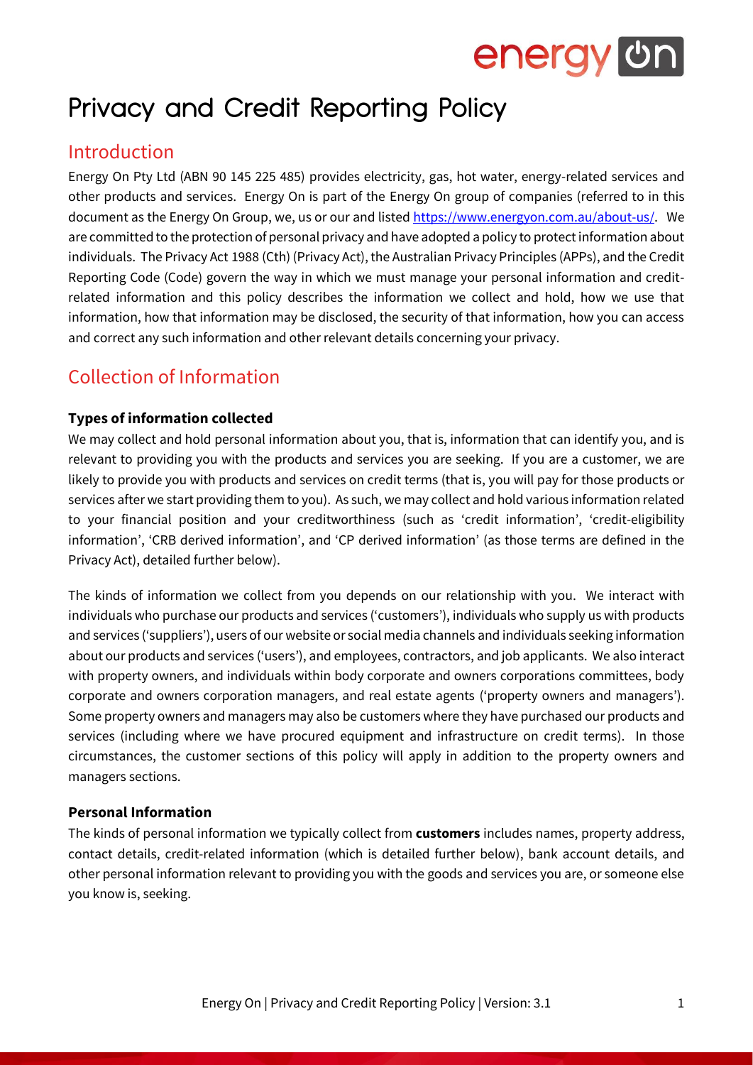# Privacy and Credit Reporting Policy

## Introduction

Energy On Pty Ltd (ABN 90 145 225 485) provides electricity, gas, hot water, energy-related services and other products and services. Energy On is part of the Energy On group of companies (referred to in this document as the Energy On Group, we, us or our and listed [https://www.energyon.com.au/about-us/](https://www.energyon.com.au/about-us/). We are committed to the protection of personal privacy and have adopted a policy to protect information about individuals. The Privacy Act 1988 (Cth) (Privacy Act), the Australian Privacy Principles (APPs), and the Credit Reporting Code (Code) govern the way in which we must manage your personal information and credit-related information and this policy describes the information we collect and hold, how we use that information, how that information may be disclosed, the security of that information, how you can access and correct any such information and other relevant details concerning your privacy.

## Collection of Information

### Types of information collected

We may collect and hold personal information about you, that is, information that can identify you, and is relevant to providing you with the products and services you are seeking. If you are a customer, we are likely to provide you with products and services on credit terms (that is, you will pay for those products or services after we start providing them to you). As such, we may collect and hold various information related to your financial position and your creditworthiness (such as 'credit information', 'credit-eligibility information', 'CRB derived information', and 'CP derived information' (as those terms are defined in the Privacy Act), detailed further below).

The kinds of information we collect from you depends on our relationship with you. We interact with individuals who purchase our products and services ('customers'), individuals who supply us with products and services ('suppliers'), users of our website or social media channels and individuals seeking information about our products and services ('users'), and employees, contractors, and job applicants. We also interact with property owners, and individuals within body corporate and owners corporations committees, body corporate and owners corporation managers, and real estate agents ('property owners and managers'). Some property owners and managers may also be customers where they have purchased our products and services (including where we have procured equipment and infrastructure on credit terms). In those circumstances, the customer sections of this policy will apply in addition to the property owners and managers sections.

### Personal Information

The kinds of personal information we typically collect from **customers** includes names, property address, contact details, credit-related information (which is detailed further below), bank account details, and other personal information relevant to providing you with the goods and services you are, or someone else you know is, seeking.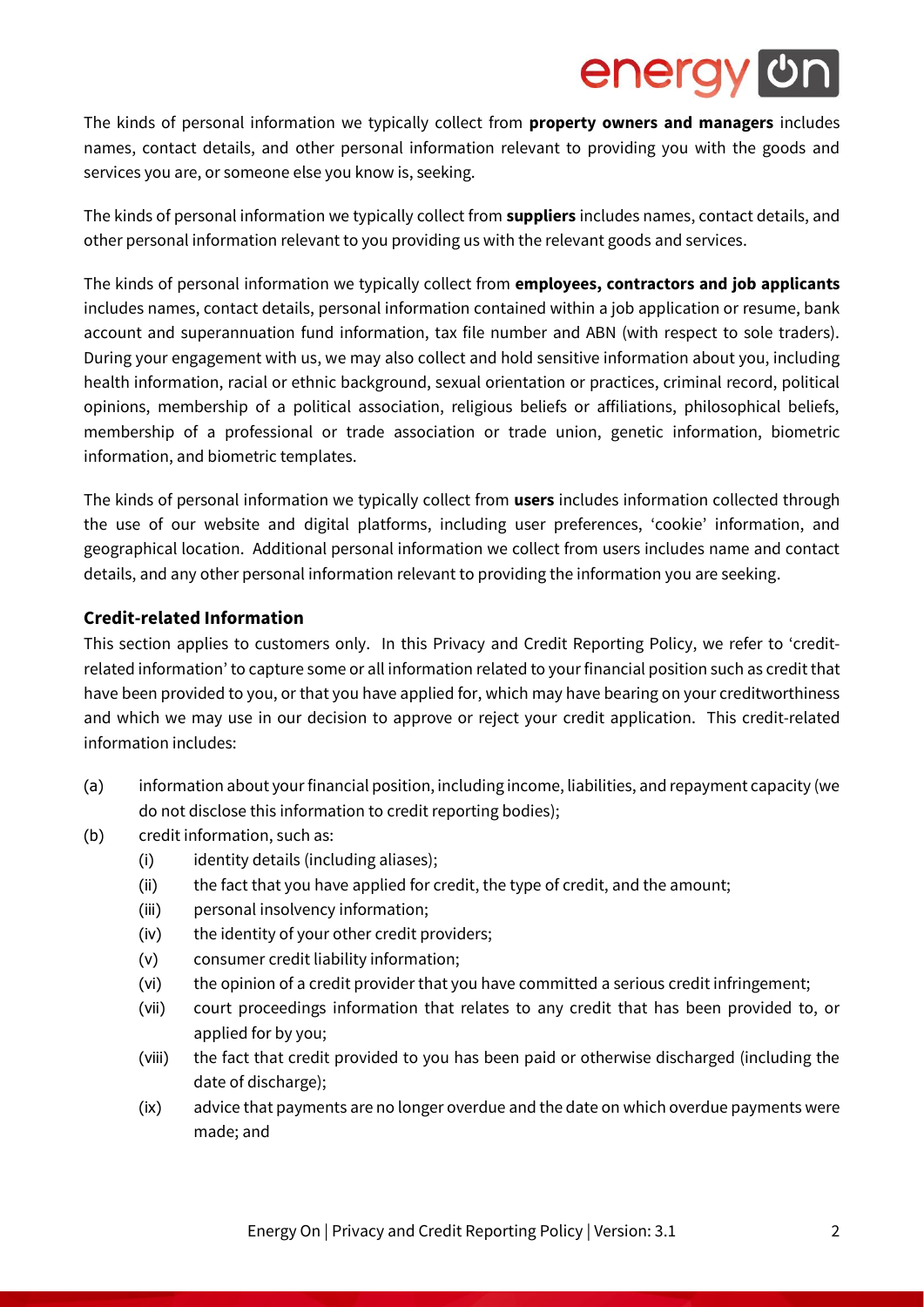The kinds of personal information we typically collect from **property owners and managers** includes names, contact details, and other personal information relevant to providing you with the goods and services you are, or someone else you know is, seeking.

The kinds of personal information we typically collect from **suppliers** includes names, contact details, and other personal information relevant to you providing us with the relevant goods and services.

The kinds of personal information we typically collect from **employees, contractors and job applicants** includes names, contact details, personal information contained within a job application or resume, bank account and superannuation fund information, tax file number and ABN (with respect to sole traders). During your engagement with us, we may also collect and hold sensitive information about you, including health information, racial or ethnic background, sexual orientation or practices, criminal record, political opinions, membership of a political association, religious beliefs or affiliations, philosophical beliefs, membership of a professional or trade association or trade union, genetic information, biometric information, and biometric templates.

The kinds of personal information we typically collect from **users** includes information collected through the use of our website and digital platforms, including user preferences, 'cookie' information, and geographical location. Additional personal information we collect from users includes name and contact details, and any other personal information relevant to providing the information you are seeking.

### Credit-related Information

This section applies to customers only. In this Privacy and Credit Reporting Policy, we refer to 'credit-related information' to capture some or all information related to your financial position such as credit that have been provided to you, or that you have applied for, which may have bearing on your creditworthiness and which we may use in our decision to approve or reject your credit application. This credit-related information includes:

(a) information about your financial position, including income, liabilities, and repayment capacity (we do not disclose this information to credit reporting bodies);

(b) credit information, such as:

  (i) identity details (including aliases);

  (ii) the fact that you have applied for credit, the type of credit, and the amount;

  (iii) personal insolvency information;

  (iv) the identity of your other credit providers;

  (v) consumer credit liability information;

  (vi) the opinion of a credit provider that you have committed a serious credit infringement;

  (vii) court proceedings information that relates to any credit that has been provided to, or applied for by you;

  (viii) the fact that credit provided to you has been paid or otherwise discharged (including the date of discharge);

  (ix) advice that payments are no longer overdue and the date on which overdue payments were made; and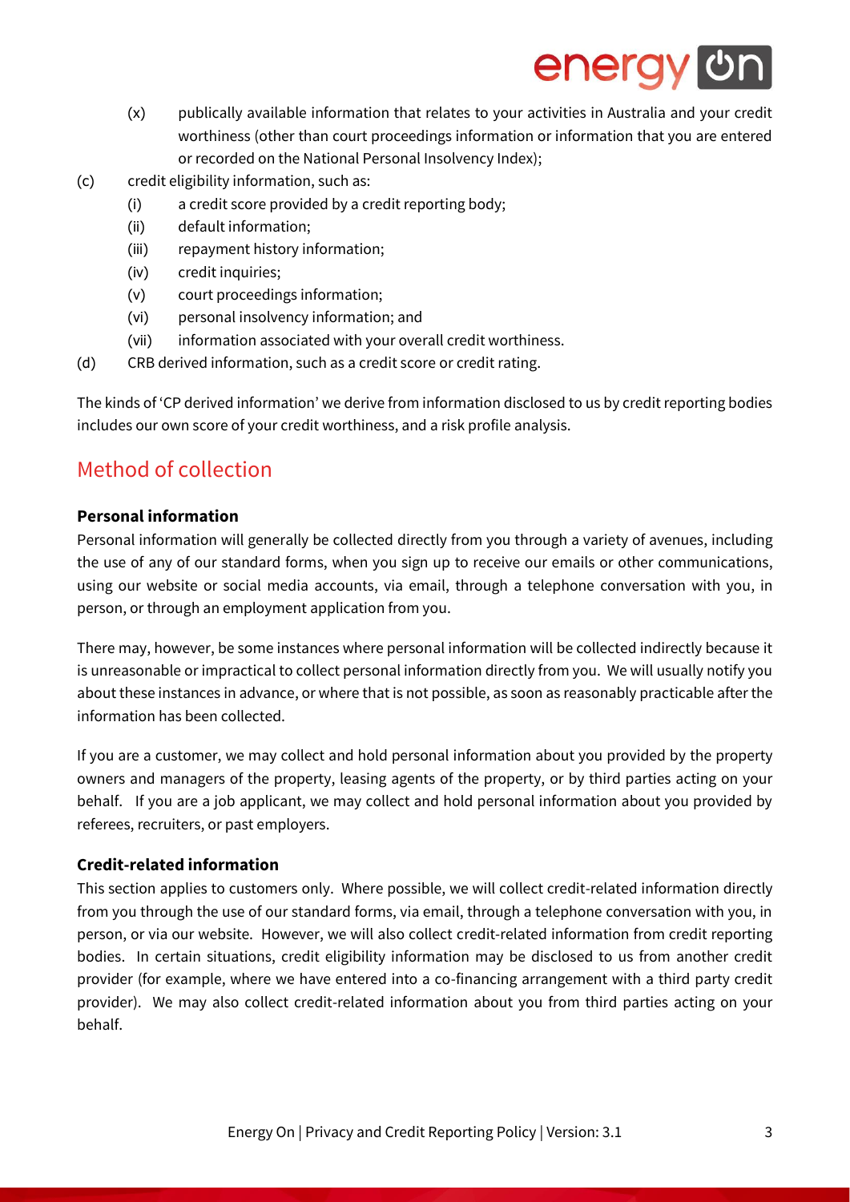(x) publically available information that relates to your activities in Australia and your credit worthiness (other than court proceedings information or information that you are entered or recorded on the National Personal Insolvency Index);

(c) credit eligibility information, such as:
   - (i) a credit score provided by a credit reporting body;
   - (ii) default information;
   - (iii) repayment history information;
   - (iv) credit inquiries;
   - (v) court proceedings information;
   - (vi) personal insolvency information; and
   - (vii) information associated with your overall credit worthiness.

(d) CRB derived information, such as a credit score or credit rating.

The kinds of 'CP derived information' we derive from information disclosed to us by credit reporting bodies includes our own score of your credit worthiness, and a risk profile analysis.

## Method of collection

**Personal information**

Personal information will generally be collected directly from you through a variety of avenues, including the use of any of our standard forms, when you sign up to receive our emails or other communications, using our website or social media accounts, via email, through a telephone conversation with you, in person, or through an employment application from you.

There may, however, be some instances where personal information will be collected indirectly because it is unreasonable or impractical to collect personal information directly from you. We will usually notify you about these instances in advance, or where that is not possible, as soon as reasonably practicable after the information has been collected.

If you are a customer, we may collect and hold personal information about you provided by the property owners and managers of the property, leasing agents of the property, or by third parties acting on your behalf. If you are a job applicant, we may collect and hold personal information about you provided by referees, recruiters, or past employers.

**Credit-related information**

This section applies to customers only. Where possible, we will collect credit-related information directly from you through the use of our standard forms, via email, through a telephone conversation with you, in person, or via our website. However, we will also collect credit-related information from credit reporting bodies. In certain situations, credit eligibility information may be disclosed to us from another credit provider (for example, where we have entered into a co-financing arrangement with a third party credit provider). We may also collect credit-related information about you from third parties acting on your behalf.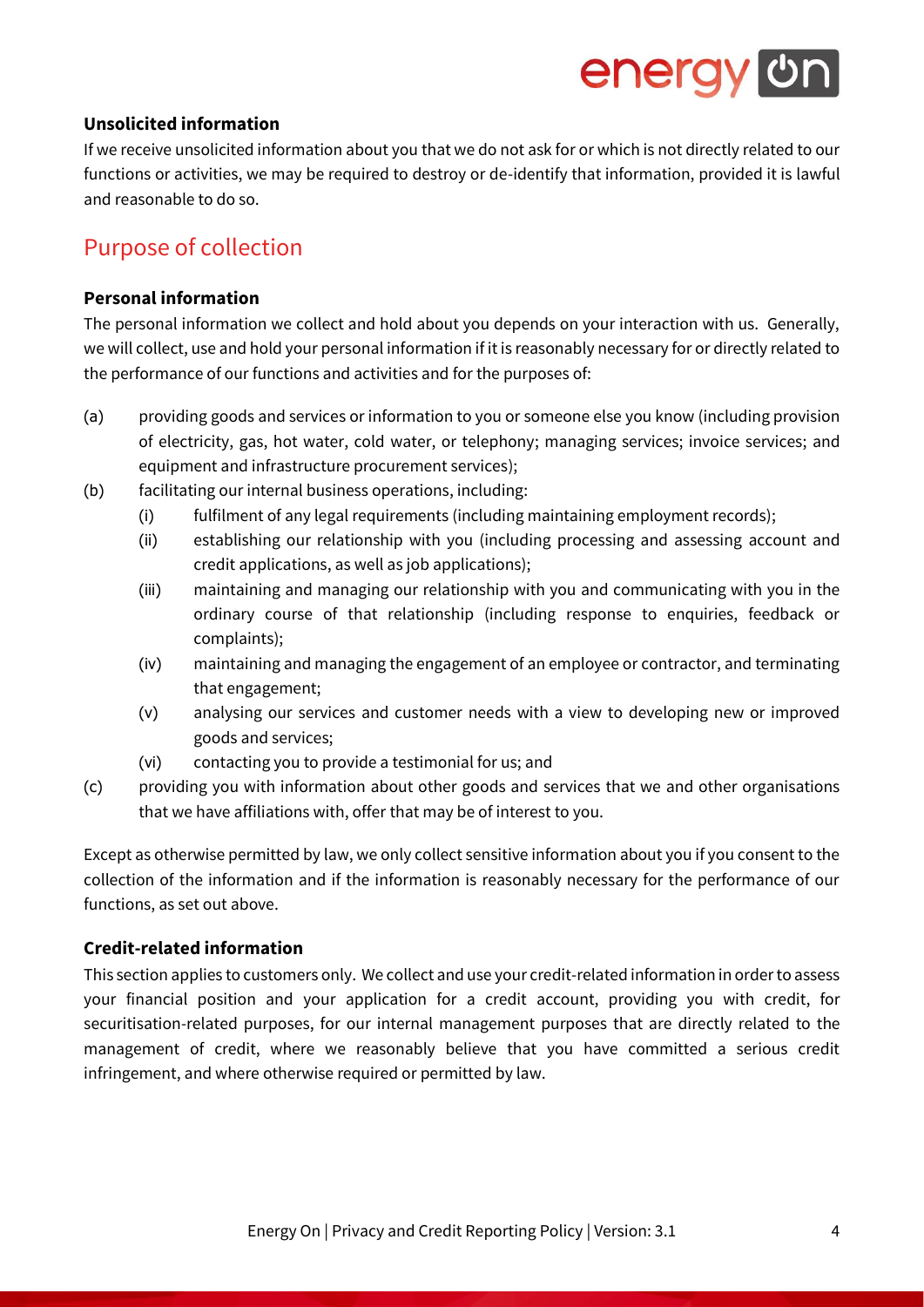### Unsolicited information

If we receive unsolicited information about you that we do not ask for or which is not directly related to our functions or activities, we may be required to destroy or de-identify that information, provided it is lawful and reasonable to do so.

## Purpose of collection

### Personal information

The personal information we collect and hold about you depends on your interaction with us. Generally, we will collect, use and hold your personal information if it is reasonably necessary for or directly related to the performance of our functions and activities and for the purposes of:

(a) providing goods and services or information to you or someone else you know (including provision of electricity, gas, hot water, cold water, or telephony; managing services; invoice services; and equipment and infrastructure procurement services);

(b) facilitating our internal business operations, including:

   (i) fulfilment of any legal requirements (including maintaining employment records);

   (ii) establishing our relationship with you (including processing and assessing account and credit applications, as well as job applications);

   (iii) maintaining and managing our relationship with you and communicating with you in the ordinary course of that relationship (including response to enquiries, feedback or complaints);

   (iv) maintaining and managing the engagement of an employee or contractor, and terminating that engagement;

   (v) analysing our services and customer needs with a view to developing new or improved goods and services;

   (vi) contacting you to provide a testimonial for us; and

(c) providing you with information about other goods and services that we and other organisations that we have affiliations with, offer that may be of interest to you.

Except as otherwise permitted by law, we only collect sensitive information about you if you consent to the collection of the information and if the information is reasonably necessary for the performance of our functions, as set out above.

### Credit-related information

This section applies to customers only. We collect and use your credit-related information in order to assess your financial position and your application for a credit account, providing you with credit, for securitisation-related purposes, for our internal management purposes that are directly related to the management of credit, where we reasonably believe that you have committed a serious credit infringement, and where otherwise required or permitted by law.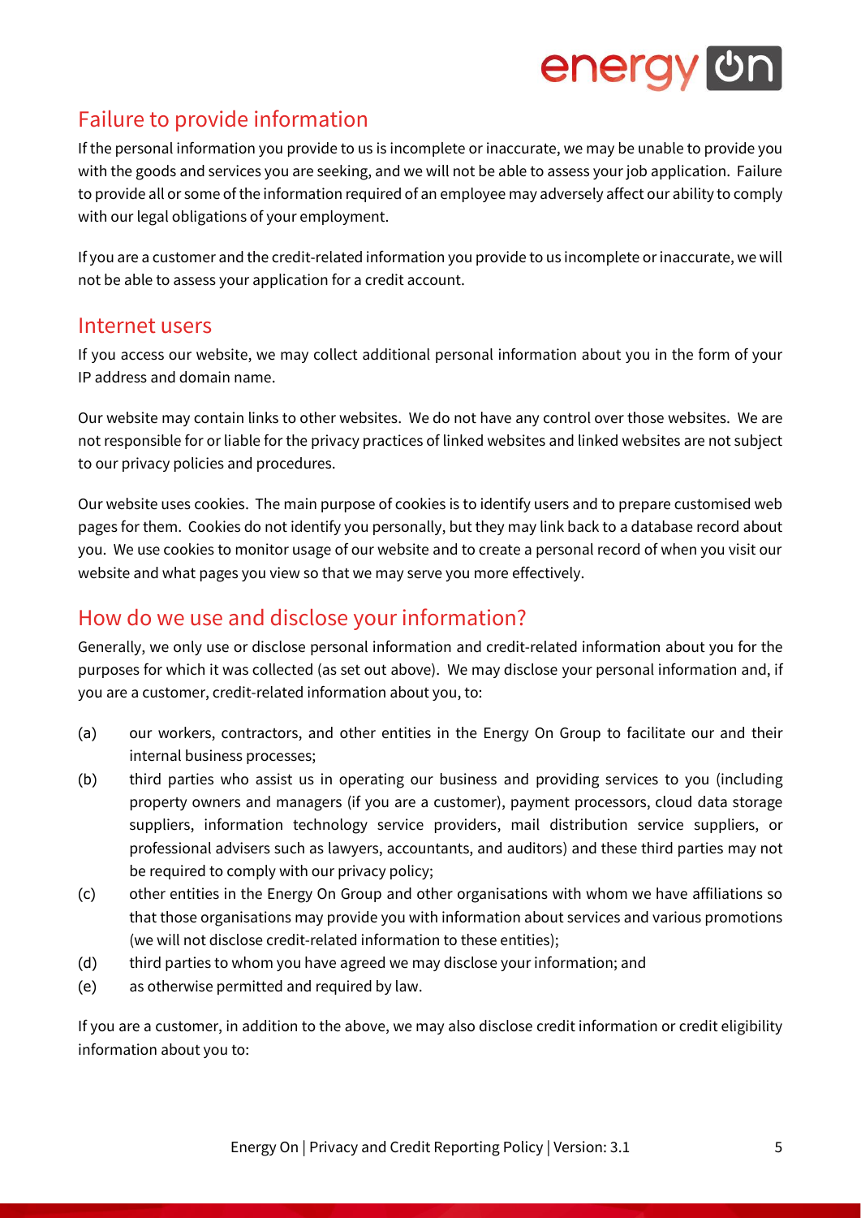## Failure to provide information

If the personal information you provide to us is incomplete or inaccurate, we may be unable to provide you with the goods and services you are seeking, and we will not be able to assess your job application. Failure to provide all or some of the information required of an employee may adversely affect our ability to comply with our legal obligations of your employment.

If you are a customer and the credit-related information you provide to us incomplete or inaccurate, we will not be able to assess your application for a credit account.

## Internet users

If you access our website, we may collect additional personal information about you in the form of your IP address and domain name.

Our website may contain links to other websites. We do not have any control over those websites. We are not responsible for or liable for the privacy practices of linked websites and linked websites are not subject to our privacy policies and procedures.

Our website uses cookies. The main purpose of cookies is to identify users and to prepare customised web pages for them. Cookies do not identify you personally, but they may link back to a database record about you. We use cookies to monitor usage of our website and to create a personal record of when you visit our website and what pages you view so that we may serve you more effectively.

## How do we use and disclose your information?

Generally, we only use or disclose personal information and credit-related information about you for the purposes for which it was collected (as set out above). We may disclose your personal information and, if you are a customer, credit-related information about you, to:

- (a) our workers, contractors, and other entities in the Energy On Group to facilitate our and their internal business processes;
- (b) third parties who assist us in operating our business and providing services to you (including property owners and managers (if you are a customer), payment processors, cloud data storage suppliers, information technology service providers, mail distribution service suppliers, or professional advisers such as lawyers, accountants, and auditors) and these third parties may not be required to comply with our privacy policy;
- (c) other entities in the Energy On Group and other organisations with whom we have affiliations so that those organisations may provide you with information about services and various promotions (we will not disclose credit-related information to these entities);
- (d) third parties to whom you have agreed we may disclose your information; and
- (e) as otherwise permitted and required by law.

If you are a customer, in addition to the above, we may also disclose credit information or credit eligibility information about you to: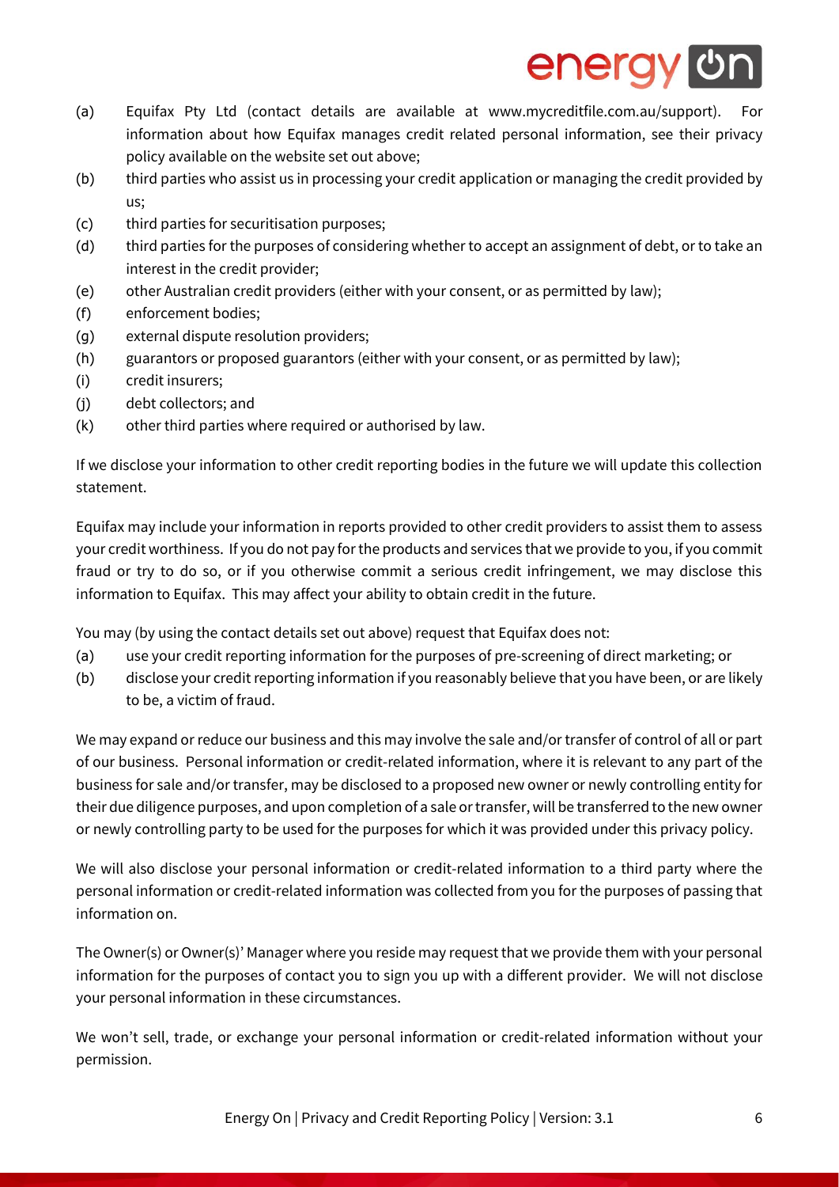(a) Equifax Pty Ltd (contact details are available at www.mycreditfile.com.au/support). For information about how Equifax manages credit related personal information, see their privacy policy available on the website set out above;
(b) third parties who assist us in processing your credit application or managing the credit provided by us;
(c) third parties for securitisation purposes;
(d) third parties for the purposes of considering whether to accept an assignment of debt, or to take an interest in the credit provider;
(e) other Australian credit providers (either with your consent, or as permitted by law);
(f) enforcement bodies;
(g) external dispute resolution providers;
(h) guarantors or proposed guarantors (either with your consent, or as permitted by law);
(i) credit insurers;
(j) debt collectors; and
(k) other third parties where required or authorised by law.

If we disclose your information to other credit reporting bodies in the future we will update this collection statement.

Equifax may include your information in reports provided to other credit providers to assist them to assess your credit worthiness. If you do not pay for the products and services that we provide to you, if you commit fraud or try to do so, or if you otherwise commit a serious credit infringement, we may disclose this information to Equifax. This may affect your ability to obtain credit in the future.

You may (by using the contact details set out above) request that Equifax does not:

(a) use your credit reporting information for the purposes of pre-screening of direct marketing; or
(b) disclose your credit reporting information if you reasonably believe that you have been, or are likely to be, a victim of fraud.

We may expand or reduce our business and this may involve the sale and/or transfer of control of all or part of our business. Personal information or credit-related information, where it is relevant to any part of the business for sale and/or transfer, may be disclosed to a proposed new owner or newly controlling entity for their due diligence purposes, and upon completion of a sale or transfer, will be transferred to the new owner or newly controlling party to be used for the purposes for which it was provided under this privacy policy.

We will also disclose your personal information or credit-related information to a third party where the personal information or credit-related information was collected from you for the purposes of passing that information on.

The Owner(s) or Owner(s)' Manager where you reside may request that we provide them with your personal information for the purposes of contact you to sign you up with a different provider. We will not disclose your personal information in these circumstances.

We won't sell, trade, or exchange your personal information or credit-related information without your permission.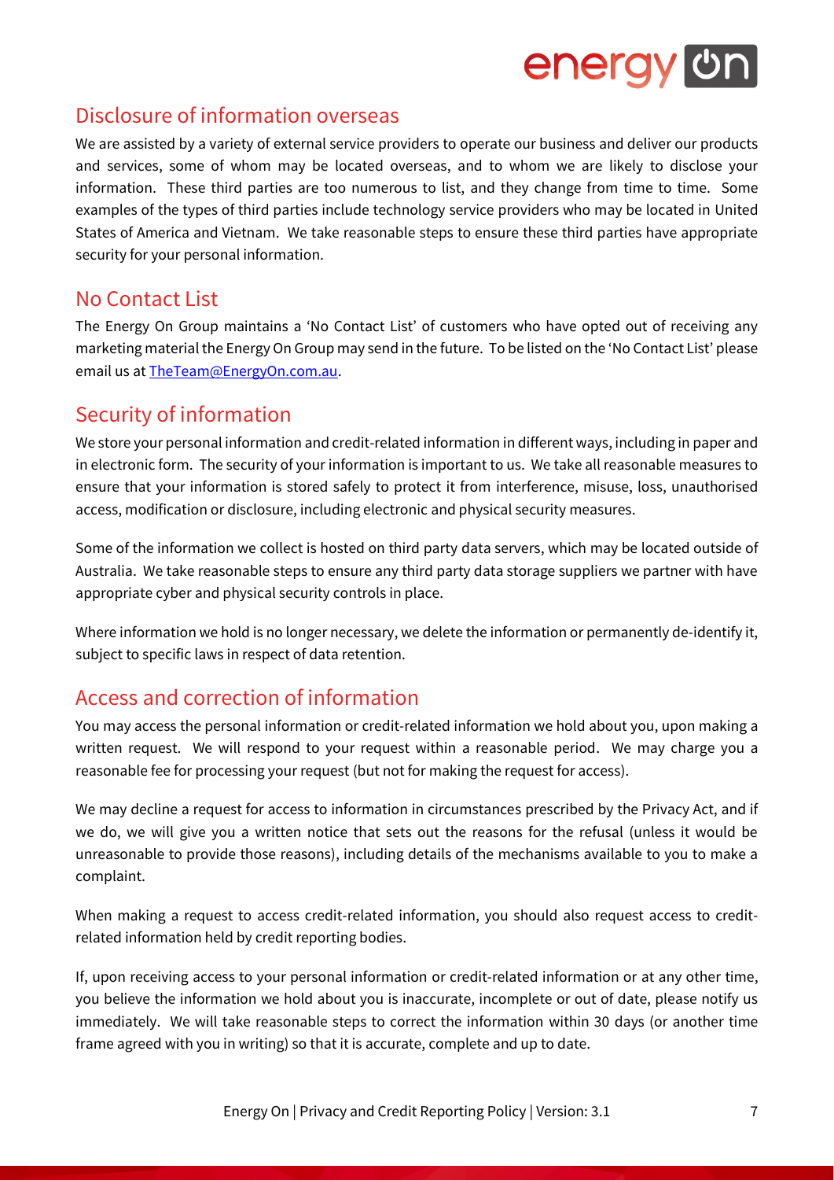## Disclosure of information overseas

We are assisted by a variety of external service providers to operate our business and deliver our products and services, some of whom may be located overseas, and to whom we are likely to disclose your information. These third parties are too numerous to list, and they change from time to time. Some examples of the types of third parties include technology service providers who may be located in United States of America and Vietnam. We take reasonable steps to ensure these third parties have appropriate security for your personal information.

## No Contact List

The Energy On Group maintains a 'No Contact List' of customers who have opted out of receiving any marketing material the Energy On Group may send in the future. To be listed on the 'No Contact List' please email us at [TheTeam@EnergyOn.com.au](mailto:TheTeam@EnergyOn.com.au).

## Security of information

We store your personal information and credit-related information in different ways, including in paper and in electronic form. The security of your information is important to us. We take all reasonable measures to ensure that your information is stored safely to protect it from interference, misuse, loss, unauthorised access, modification or disclosure, including electronic and physical security measures.

Some of the information we collect is hosted on third party data servers, which may be located outside of Australia. We take reasonable steps to ensure any third party data storage suppliers we partner with have appropriate cyber and physical security controls in place.

Where information we hold is no longer necessary, we delete the information or permanently de-identify it, subject to specific laws in respect of data retention.

## Access and correction of information

You may access the personal information or credit-related information we hold about you, upon making a written request. We will respond to your request within a reasonable period. We may charge you a reasonable fee for processing your request (but not for making the request for access).

We may decline a request for access to information in circumstances prescribed by the Privacy Act, and if we do, we will give you a written notice that sets out the reasons for the refusal (unless it would be unreasonable to provide those reasons), including details of the mechanisms available to you to make a complaint.

When making a request to access credit-related information, you should also request access to credit-related information held by credit reporting bodies.

If, upon receiving access to your personal information or credit-related information or at any other time, you believe the information we hold about you is inaccurate, incomplete or out of date, please notify us immediately. We will take reasonable steps to correct the information within 30 days (or another time frame agreed with you in writing) so that it is accurate, complete and up to date.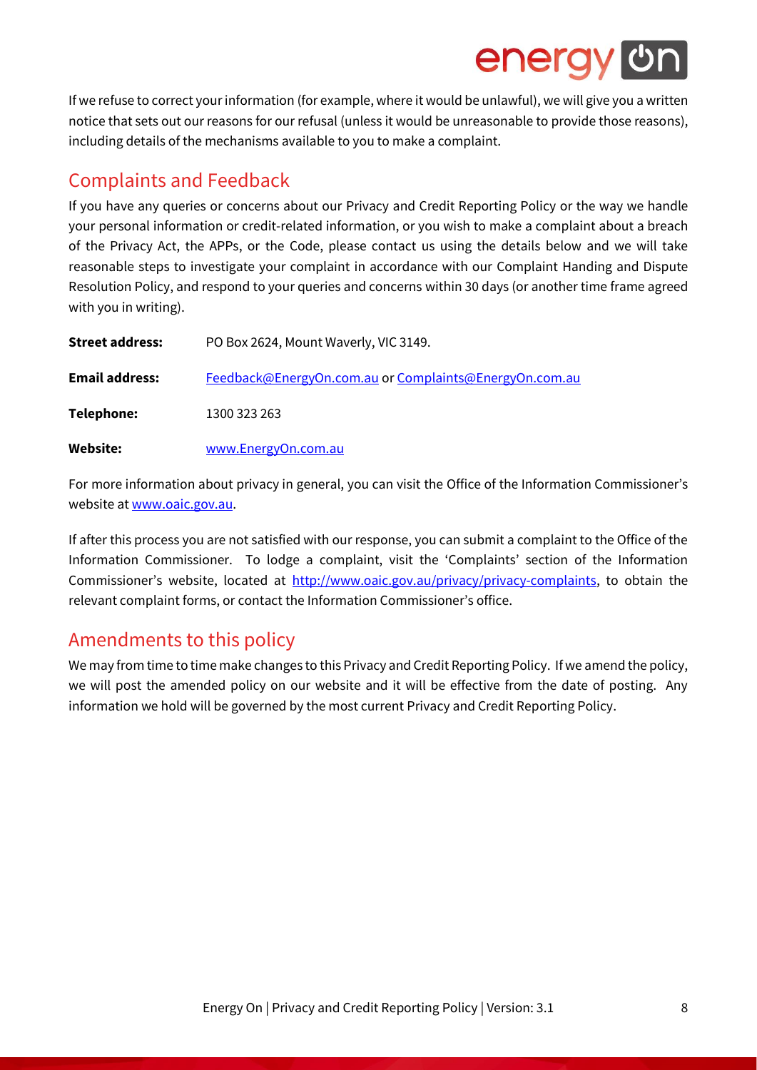If we refuse to correct your information (for example, where it would be unlawful), we will give you a written notice that sets out our reasons for our refusal (unless it would be unreasonable to provide those reasons), including details of the mechanisms available to you to make a complaint.

## Complaints and Feedback

If you have any queries or concerns about our Privacy and Credit Reporting Policy or the way we handle your personal information or credit-related information, or you wish to make a complaint about a breach of the Privacy Act, the APPs, or the Code, please contact us using the details below and we will take reasonable steps to investigate your complaint in accordance with our Complaint Handing and Dispute Resolution Policy, and respond to your queries and concerns within 30 days (or another time frame agreed with you in writing).

**Street address:** PO Box 2624, Mount Waverly, VIC 3149.

**Email address:** Feedback@EnergyOn.com.au or Complaints@EnergyOn.com.au

**Telephone:** 1300 323 263

**Website:** www.EnergyOn.com.au

For more information about privacy in general, you can visit the Office of the Information Commissioner's website at www.oaic.gov.au.

If after this process you are not satisfied with our response, you can submit a complaint to the Office of the Information Commissioner. To lodge a complaint, visit the 'Complaints' section of the Information Commissioner's website, located at http://www.oaic.gov.au/privacy/privacy-complaints, to obtain the relevant complaint forms, or contact the Information Commissioner's office.

## Amendments to this policy

We may from time to time make changes to this Privacy and Credit Reporting Policy. If we amend the policy, we will post the amended policy on our website and it will be effective from the date of posting. Any information we hold will be governed by the most current Privacy and Credit Reporting Policy.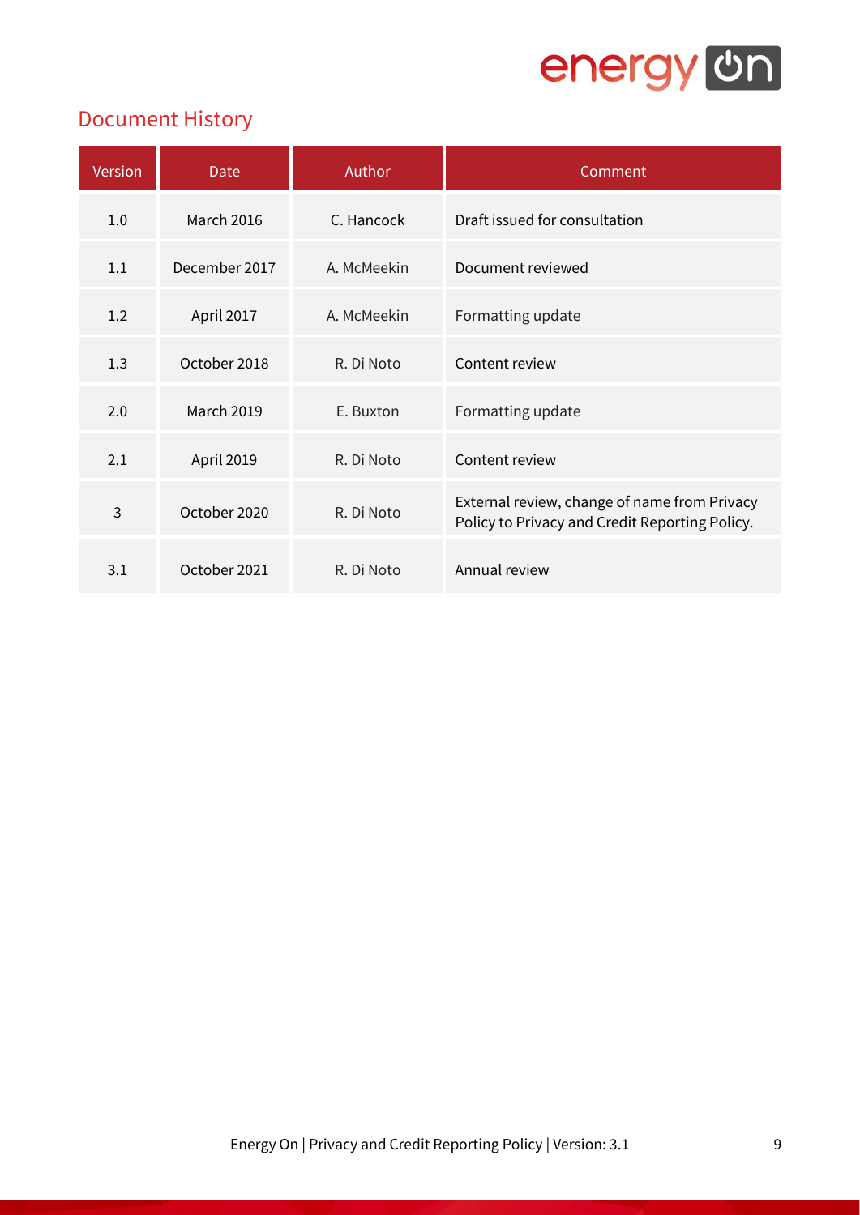## Document History

| Version | Date | Author | Comment |
| --- | --- | --- | --- |
| 1.0 | March 2016 | C. Hancock | Draft issued for consultation |
| 1.1 | December 2017 | A. McMeekin | Document reviewed |
| 1.2 | April 2017 | A. McMeekin | Formatting update |
| 1.3 | October 2018 | R. Di Noto | Content review |
| 2.0 | March 2019 | E. Buxton | Formatting update |
| 2.1 | April 2019 | R. Di Noto | Content review |
| 3 | October 2020 | R. Di Noto | External review, change of name from Privacy Policy to Privacy and Credit Reporting Policy. |
| 3.1 | October 2021 | R. Di Noto | Annual review |